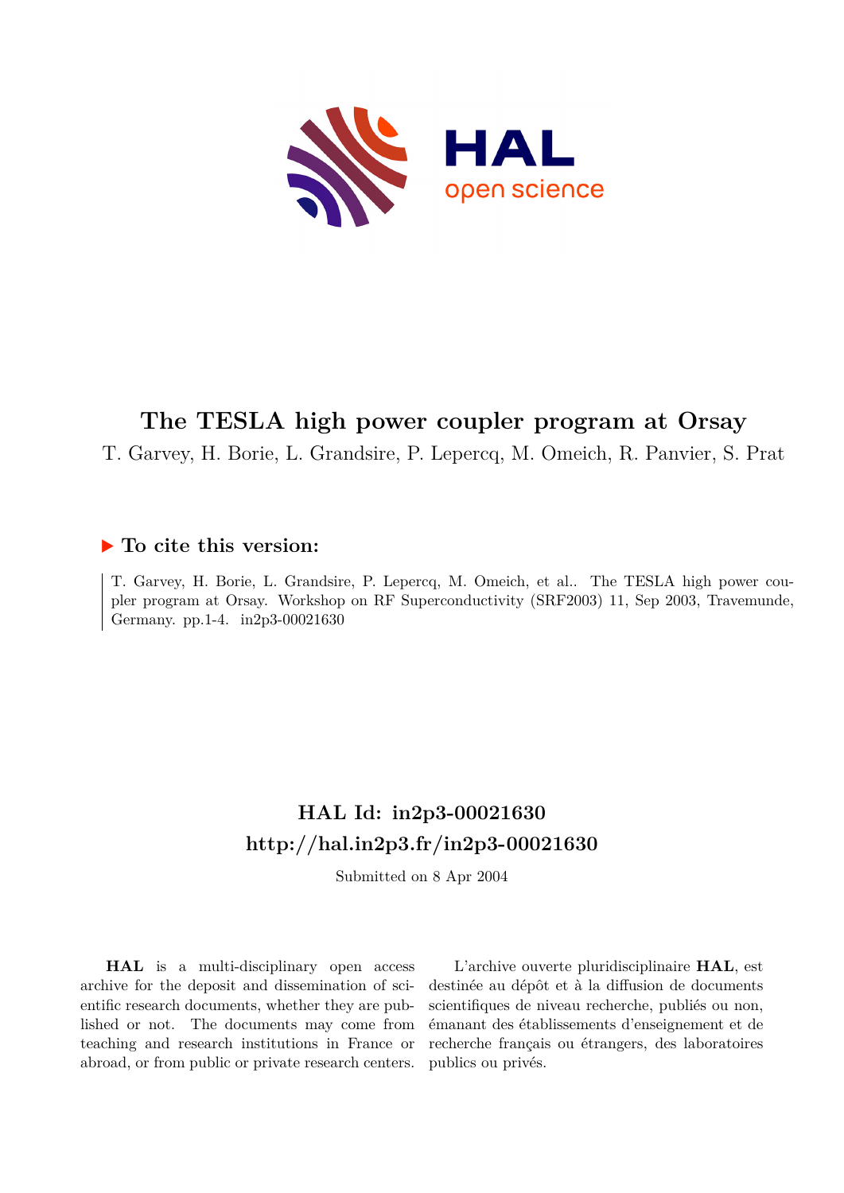# The TESLA high power coupler program at Orsay

T. Garvey, H. Borie, L. Grandsire, P. Lepercq, M. Omeich, R. Panvier, S. Prat

## ▶ To cite this version:

T. Garvey, H. Borie, L. Grandsire, P. Lepercq, M. Omeich, et al.. The TESLA high power coupler program at Orsay. Workshop on RF Superconductivity (SRF2003) 11, Sep 2003, Travemunde, Germany. pp.1-4. in2p3-00021630

## HAL Id: in2p3-00021630
## http://hal.in2p3.fr/in2p3-00021630

Submitted on 8 Apr 2004

**HAL** is a multi-disciplinary open access archive for the deposit and dissemination of scientific research documents, whether they are published or not. The documents may come from teaching and research institutions in France or abroad, or from public or private research centers.

L'archive ouverte pluridisciplinaire **HAL**, est destinée au dépôt et à la diffusion de documents scientifiques de niveau recherche, publiés ou non, émanant des établissements d'enseignement et de recherche français ou étrangers, des laboratoires publics ou privés.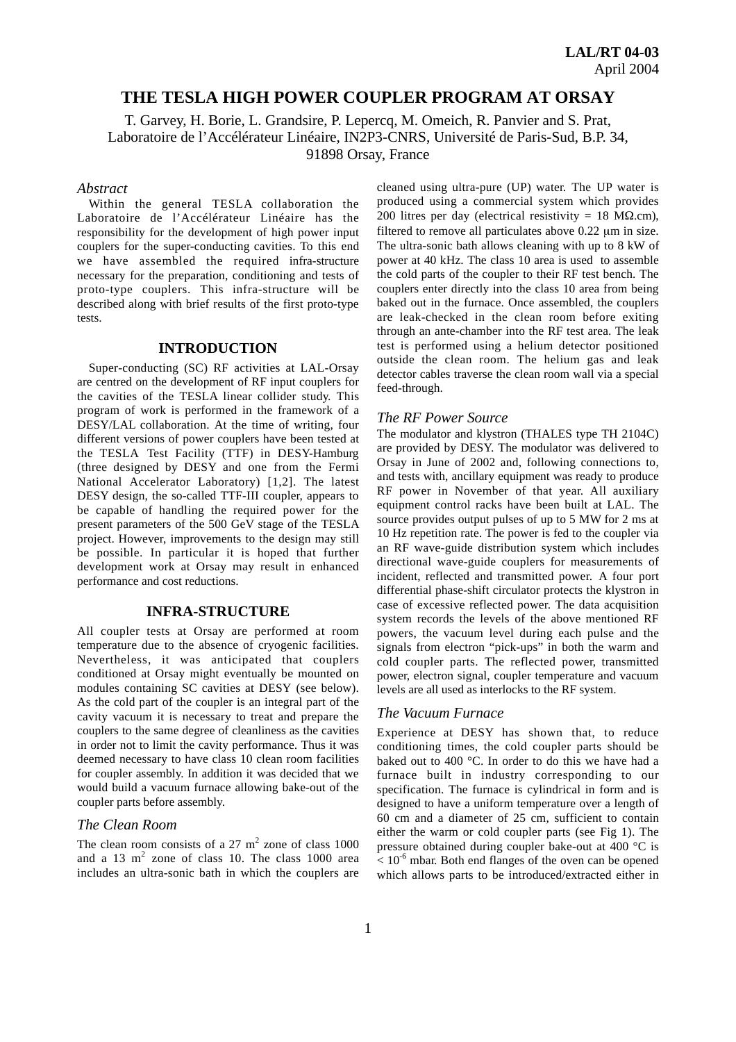LAL/RT 04-03
April 2004

# THE TESLA HIGH POWER COUPLER PROGRAM AT ORSAY

T. Garvey, H. Borie, L. Grandsire, P. Lepercq, M. Omeich, R. Panvier and S. Prat,
Laboratoire de l'Accélérateur Linéaire, IN2P3-CNRS, Université de Paris-Sud, B.P. 34,
91898 Orsay, France

### *Abstract*

Within the general TESLA collaboration the Laboratoire de l'Accélérateur Linéaire has the responsibility for the development of high power input couplers for the super-conducting cavities. To this end we have assembled the required infra-structure necessary for the preparation, conditioning and tests of proto-type couplers. This infra-structure will be described along with brief results of the first proto-type tests.

## INTRODUCTION

Super-conducting (SC) RF activities at LAL-Orsay are centred on the development of RF input couplers for the cavities of the TESLA linear collider study. This program of work is performed in the framework of a DESY/LAL collaboration. At the time of writing, four different versions of power couplers have been tested at the TESLA Test Facility (TTF) in DESY-Hamburg (three designed by DESY and one from the Fermi National Accelerator Laboratory) [1,2]. The latest DESY design, the so-called TTF-III coupler, appears to be capable of handling the required power for the present parameters of the 500 GeV stage of the TESLA project. However, improvements to the design may still be possible. In particular it is hoped that further development work at Orsay may result in enhanced performance and cost reductions.

## INFRA-STRUCTURE

All coupler tests at Orsay are performed at room temperature due to the absence of cryogenic facilities. Nevertheless, it was anticipated that couplers conditioned at Orsay might eventually be mounted on modules containing SC cavities at DESY (see below). As the cold part of the coupler is an integral part of the cavity vacuum it is necessary to treat and prepare the couplers to the same degree of cleanliness as the cavities in order not to limit the cavity performance. Thus it was deemed necessary to have class 10 clean room facilities for coupler assembly. In addition it was decided that we would build a vacuum furnace allowing bake-out of the coupler parts before assembly.

### *The Clean Room*

The clean room consists of a 27 $m^2$ zone of class 1000 and a 13 $m^2$ zone of class 10. The class 1000 area includes an ultra-sonic bath in which the couplers are cleaned using ultra-pure (UP) water. The UP water is produced using a commercial system which provides 200 litres per day (electrical resistivity = 18 MΩ.cm), filtered to remove all particulates above 0.22 μm in size. The ultra-sonic bath allows cleaning with up to 8 kW of power at 40 kHz. The class 10 area is used to assemble the cold parts of the coupler to their RF test bench. The couplers enter directly into the class 10 area from being baked out in the furnace. Once assembled, the couplers are leak-checked in the clean room before exiting through an ante-chamber into the RF test area. The leak test is performed using a helium detector positioned outside the clean room. The helium gas and leak detector cables traverse the clean room wall via a special feed-through.

### *The RF Power Source*

The modulator and klystron (THALES type TH 2104C) are provided by DESY. The modulator was delivered to Orsay in June of 2002 and, following connections to, and tests with, ancillary equipment was ready to produce RF power in November of that year. All auxiliary equipment control racks have been built at LAL. The source provides output pulses of up to 5 MW for 2 ms at 10 Hz repetition rate. The power is fed to the coupler via an RF wave-guide distribution system which includes directional wave-guide couplers for measurements of incident, reflected and transmitted power. A four port differential phase-shift circulator protects the klystron in case of excessive reflected power. The data acquisition system records the levels of the above mentioned RF powers, the vacuum level during each pulse and the signals from electron "pick-ups" in both the warm and cold coupler parts. The reflected power, transmitted power, electron signal, coupler temperature and vacuum levels are all used as interlocks to the RF system.

### *The Vacuum Furnace*

Experience at DESY has shown that, to reduce conditioning times, the cold coupler parts should be baked out to 400 °C. In order to do this we have had a furnace built in industry corresponding to our specification. The furnace is cylindrical in form and is designed to have a uniform temperature over a length of 60 cm and a diameter of 25 cm, sufficient to contain either the warm or cold coupler parts (see Fig 1). The pressure obtained during coupler bake-out at 400 °C is $< 10^{-6}$ mbar. Both end flanges of the oven can be opened which allows parts to be introduced/extracted either in